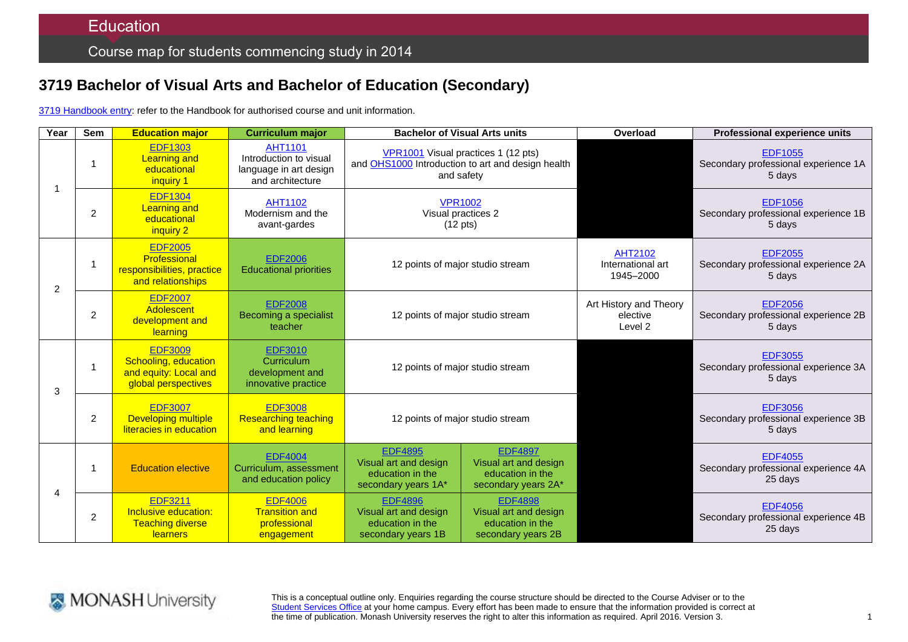# Education

## Course map for students commencing study in 2014

## 3719 Bachelor of Visual Arts and Bachelor of Education (Secondary)

3719 Handbook entry: refer to the Handbook for authorised course and unit information.

| Year | Sem | Education major | Curriculum major | Bachelor of Visual Arts units | | Overload | Professional experience units |
|---|---|---|---|---|---|---|---|
| 1 | 1 | EDF1303 Learning and educational inquiry 1 | AHT1101 Introduction to visual language in art design and architecture | VPR1001 Visual practices 1 (12 pts) and OHS1000 Introduction to art and design health and safety | | | EDF1055 Secondary professional experience 1A 5 days |
| | 2 | EDF1304 Learning and educational inquiry 2 | AHT1102 Modernism and the avant-gardes | VPR1002 Visual practices 2 (12 pts) | | | EDF1056 Secondary professional experience 1B 5 days |
| 2 | 1 | EDF2005 Professional responsibilities, practice and relationships | EDF2006 Educational priorities | 12 points of major studio stream | | AHT2102 International art 1945–2000 | EDF2055 Secondary professional experience 2A 5 days |
| | 2 | EDF2007 Adolescent development and learning | EDF2008 Becoming a specialist teacher | 12 points of major studio stream | | Art History and Theory elective Level 2 | EDF2056 Secondary professional experience 2B 5 days |
| 3 | 1 | EDF3009 Schooling, education and equity: Local and global perspectives | EDF3010 Curriculum development and innovative practice | 12 points of major studio stream | | | EDF3055 Secondary professional experience 3A 5 days |
| | 2 | EDF3007 Developing multiple literacies in education | EDF3008 Researching teaching and learning | 12 points of major studio stream | | | EDF3056 Secondary professional experience 3B 5 days |
| 4 | 1 | Education elective | EDF4004 Curriculum, assessment and education policy | EDF4895 Visual art and design education in the secondary years 1A* | EDF4897 Visual art and design education in the secondary years 2A* | | EDF4055 Secondary professional experience 4A 25 days |
| | 2 | EDF3211 Inclusive education: Teaching diverse learners | EDF4006 Transition and professional engagement | EDF4896 Visual art and design education in the secondary years 1B | EDF4898 Visual art and design education in the secondary years 2B | | EDF4056 Secondary professional experience 4B 25 days |

MONASH University

This is a conceptual outline only. Enquiries regarding the course structure should be directed to the Course Adviser or to the Student Services Office at your home campus. Every effort has been made to ensure that the information provided is correct at the time of publication. Monash University reserves the right to alter this information as required. April 2016. Version 3.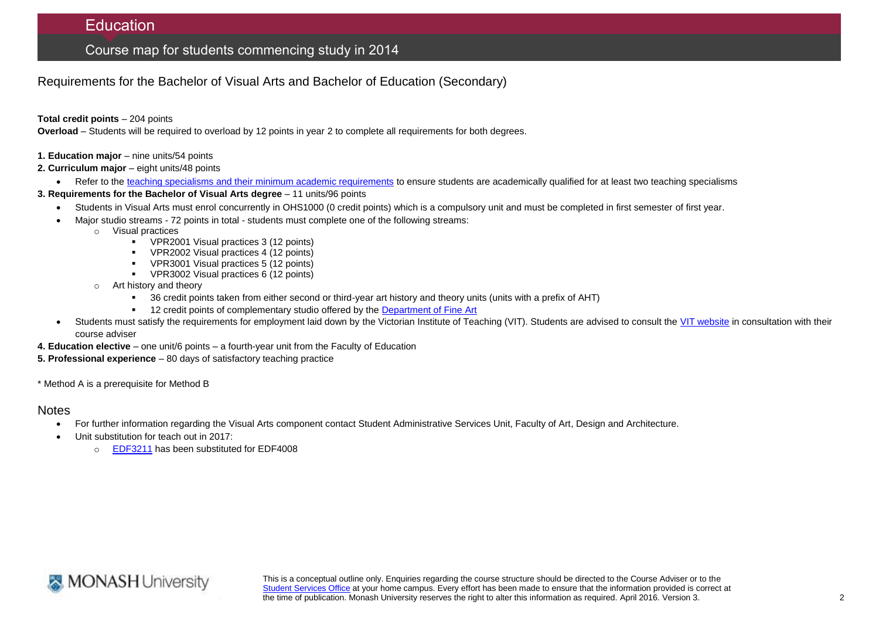# Education

## Course map for students commencing study in 2014

### Requirements for the Bachelor of Visual Arts and Bachelor of Education (Secondary)

**Total credit points** – 204 points
**Overload** – Students will be required to overload by 12 points in year 2 to complete all requirements for both degrees.

**1. Education major** – nine units/54 points
**2. Curriculum major** – eight units/48 points

- Refer to the teaching specialisms and their minimum academic requirements to ensure students are academically qualified for at least two teaching specialisms

**3. Requirements for the Bachelor of Visual Arts degree** – 11 units/96 points

- Students in Visual Arts must enrol concurrently in OHS1000 (0 credit points) which is a compulsory unit and must be completed in first semester of first year.
- Major studio streams - 72 points in total - students must complete one of the following streams:
  - Visual practices
    - VPR2001 Visual practices 3 (12 points)
    - VPR2002 Visual practices 4 (12 points)
    - VPR3001 Visual practices 5 (12 points)
    - VPR3002 Visual practices 6 (12 points)
  - Art history and theory
    - 36 credit points taken from either second or third-year art history and theory units (units with a prefix of AHT)
    - 12 credit points of complementary studio offered by the Department of Fine Art
- Students must satisfy the requirements for employment laid down by the Victorian Institute of Teaching (VIT). Students are advised to consult the VIT website in consultation with their course adviser

**4. Education elective** – one unit/6 points – a fourth-year unit from the Faculty of Education
**5. Professional experience** – 80 days of satisfactory teaching practice

* Method A is a prerequisite for Method B

## Notes

- For further information regarding the Visual Arts component contact Student Administrative Services Unit, Faculty of Art, Design and Architecture.
- Unit substitution for teach out in 2017:
  - EDF3211 has been substituted for EDF4008

This is a conceptual outline only. Enquiries regarding the course structure should be directed to the Course Adviser or to the Student Services Office at your home campus. Every effort has been made to ensure that the information provided is correct at the time of publication. Monash University reserves the right to alter this information as required. April 2016. Version 3.